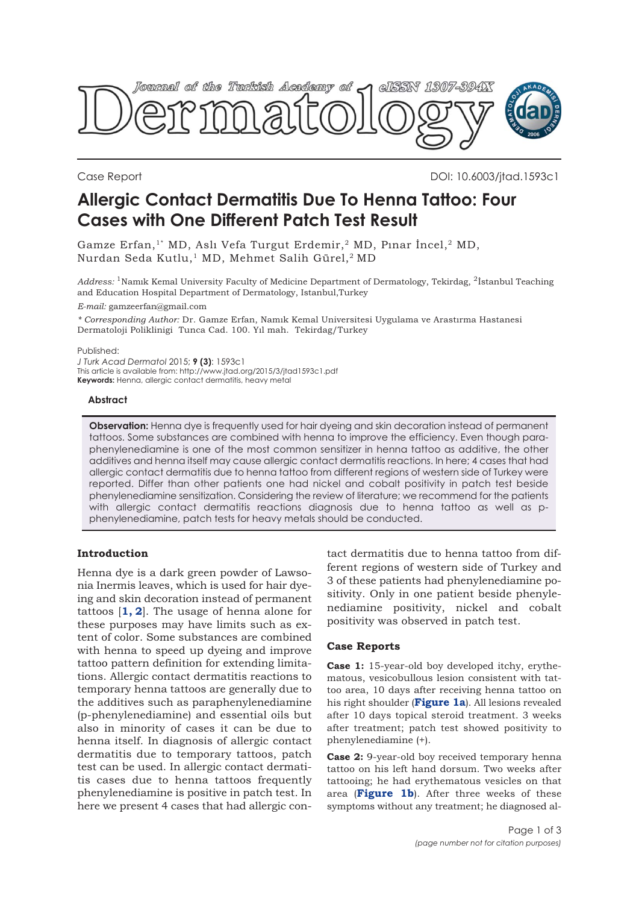Case Report

DOI: 10.6003/jtad.1593c1

# Allergic Contact Dermatitis Due To Henna Tattoo: Four Cases with One Different Patch Test Result

Gamze Erfan,[1*] MD, Aslı Vefa Turgut Erdemir,[2] MD, Pınar İncel,[2] MD, Nurdan Seda Kutlu,[1] MD, Mehmet Salih Gürel,[2] MD

*Address:* [1]Namık Kemal University Faculty of Medicine Department of Dermatology, Tekirdag, [2]İstanbul Teaching and Education Hospital Department of Dermatology, Istanbul,Turkey

*E-mail:* gamzeerfan@gmail.com

*\* Corresponding Author:* Dr. Gamze Erfan, Namık Kemal Universitesi Uygulama ve Arastırma Hastanesi Dermatoloji Poliklinigi Tunca Cad. 100. Yıl mah. Tekirdag/Turkey

Published:
*J Turk Acad Dermatol* 2015; **9 (3)**: 1593c1
This article is available from: http://www.jtad.org/2015/3/jtad1593c1.pdf
**Keywords:** Henna, allergic contact dermatitis, heavy metal

### Abstract

**Observation:** Henna dye is frequently used for hair dyeing and skin decoration instead of permanent tattoos. Some substances are combined with henna to improve the efficiency. Even though para-phenylenediamine is one of the most common sensitizer in henna tattoo as additive, the other additives and henna itself may cause allergic contact dermatitis reactions. In here; 4 cases that had allergic contact dermatitis due to henna tattoo from different regions of western side of Turkey were reported. Differ than other patients one had nickel and cobalt positivity in patch test beside phenylenediamine sensitization. Considering the review of literature; we recommend for the patients with allergic contact dermatitis reactions diagnosis due to henna tattoo as well as p-phenylenediamine, patch tests for heavy metals should be conducted.

## Introduction

Henna dye is a dark green powder of Lawsonia Inermis leaves, which is used for hair dyeing and skin decoration instead of permanent tattoos [**1, 2**]. The usage of henna alone for these purposes may have limits such as extent of color. Some substances are combined with henna to speed up dyeing and improve tattoo pattern definition for extending limitations. Allergic contact dermatitis reactions to temporary henna tattoos are generally due to the additives such as paraphenylenediamine (p-phenylenediamine) and essential oils but also in minority of cases it can be due to henna itself. In diagnosis of allergic contact dermatitis due to temporary tattoos, patch test can be used. In allergic contact dermatitis cases due to henna tattoos frequently phenylenediamine is positive in patch test. In here we present 4 cases that had allergic contact dermatitis due to henna tattoo from different regions of western side of Turkey and 3 of these patients had phenylenediamine positivity. Only in one patient beside phenylenediamine positivity, nickel and cobalt positivity was observed in patch test.

## Case Reports

**Case 1:** 15-year-old boy developed itchy, erythematous, vesicobullous lesion consistent with tattoo area, 10 days after receiving henna tattoo on his right shoulder (**Figure 1a**). All lesions revealed after 10 days topical steroid treatment. 3 weeks after treatment; patch test showed positivity to phenylenediamine (+).

**Case 2:** 9-year-old boy received temporary henna tattoo on his left hand dorsum. Two weeks after tattooing; he had erythematous vesicles on that area (**Figure 1b**). After three weeks of these symptoms without any treatment; he diagnosed al-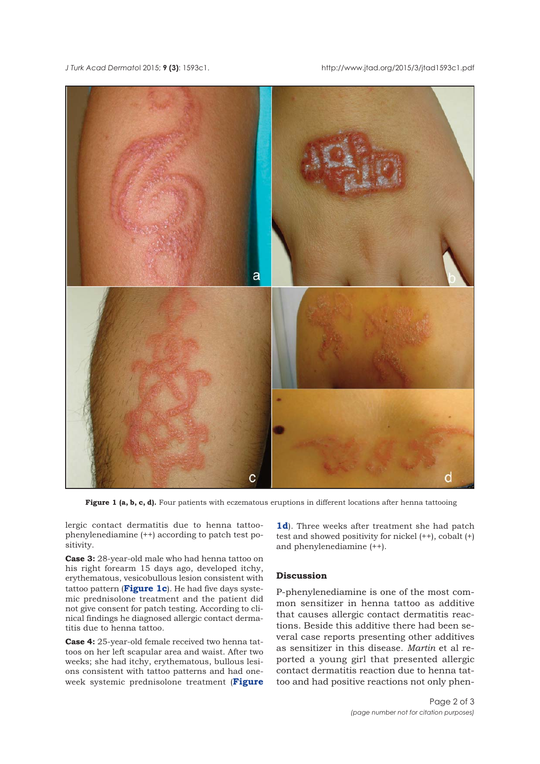**Figure 1 (a, b, c, d).** Four patients with eczematous eruptions in different locations after henna tattooing

lergic contact dermatitis due to henna tattoo-phenylenediamine (++) according to patch test positivity.

**Case 3:** 28-year-old male who had henna tattoo on his right forearm 15 days ago, developed itchy, erythematous, vesicobullous lesion consistent with tattoo pattern (**Figure 1c**). He had five days systemic prednisolone treatment and the patient did not give consent for patch testing. According to clinical findings he diagnosed allergic contact dermatitis due to henna tattoo.

**Case 4:** 25-year-old female received two henna tattoos on her left scapular area and waist. After two weeks; she had itchy, erythematous, bullous lesions consistent with tattoo patterns and had one-week systemic prednisolone treatment (**Figure 1d**). Three weeks after treatment she had patch test and showed positivity for nickel (++), cobalt (+) and phenylenediamine (++).

## Discussion

P-phenylenediamine is one of the most common sensitizer in henna tattoo as additive that causes allergic contact dermatitis reactions. Beside this additive there had been several case reports presenting other additives as sensitizer in this disease. *Martin* et al reported a young girl that presented allergic contact dermatitis reaction due to henna tattoo and had positive reactions not only phen-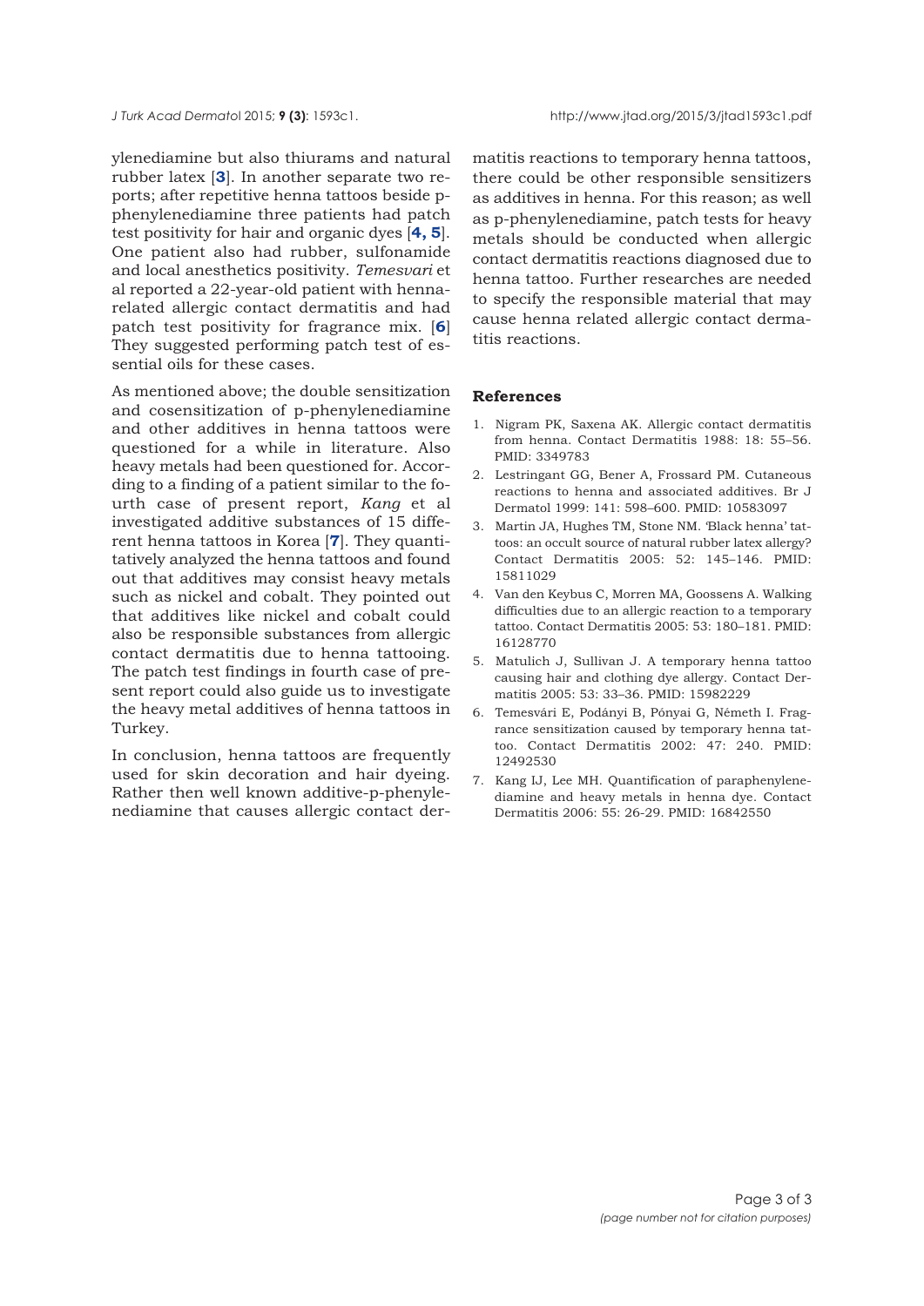ylenediamine but also thiurams and natural rubber latex [3]. In another separate two reports; after repetitive henna tattoos beside p-phenylenediamine three patients had patch test positivity for hair and organic dyes [4, 5]. One patient also had rubber, sulfonamide and local anesthetics positivity. *Temesvari* et al reported a 22-year-old patient with henna-related allergic contact dermatitis and had patch test positivity for fragrance mix. [6] They suggested performing patch test of essential oils for these cases.

As mentioned above; the double sensitization and cosensitization of p-phenylenediamine and other additives in henna tattoos were questioned for a while in literature. Also heavy metals had been questioned for. According to a finding of a patient similar to the fourth case of present report, *Kang* et al investigated additive substances of 15 different henna tattoos in Korea [7]. They quantitatively analyzed the henna tattoos and found out that additives may consist heavy metals such as nickel and cobalt. They pointed out that additives like nickel and cobalt could also be responsible substances from allergic contact dermatitis due to henna tattooing. The patch test findings in fourth case of present report could also guide us to investigate the heavy metal additives of henna tattoos in Turkey.

In conclusion, henna tattoos are frequently used for skin decoration and hair dyeing. Rather then well known additive-p-phenylenediamine that causes allergic contact dermatitis reactions to temporary henna tattoos, there could be other responsible sensitizers as additives in henna. For this reason; as well as p-phenylenediamine, patch tests for heavy metals should be conducted when allergic contact dermatitis reactions diagnosed due to henna tattoo. Further researches are needed to specify the responsible material that may cause henna related allergic contact dermatitis reactions.

## References

1. Nigram PK, Saxena AK. Allergic contact dermatitis from henna. Contact Dermatitis 1988: 18: 55–56. PMID: 3349783
2. Lestringant GG, Bener A, Frossard PM. Cutaneous reactions to henna and associated additives. Br J Dermatol 1999: 141: 598–600. PMID: 10583097
3. Martin JA, Hughes TM, Stone NM. 'Black henna' tattoos: an occult source of natural rubber latex allergy? Contact Dermatitis 2005: 52: 145–146. PMID: 15811029
4. Van den Keybus C, Morren MA, Goossens A. Walking difficulties due to an allergic reaction to a temporary tattoo. Contact Dermatitis 2005: 53: 180–181. PMID: 16128770
5. Matulich J, Sullivan J. A temporary henna tattoo causing hair and clothing dye allergy. Contact Dermatitis 2005: 53: 33–36. PMID: 15982229
6. Temesvári E, Podányi B, Pónyai G, Németh I. Fragrance sensitization caused by temporary henna tattoo. Contact Dermatitis 2002: 47: 240. PMID: 12492530
7. Kang IJ, Lee MH. Quantification of paraphenylenediamine and heavy metals in henna dye. Contact Dermatitis 2006: 55: 26-29. PMID: 16842550